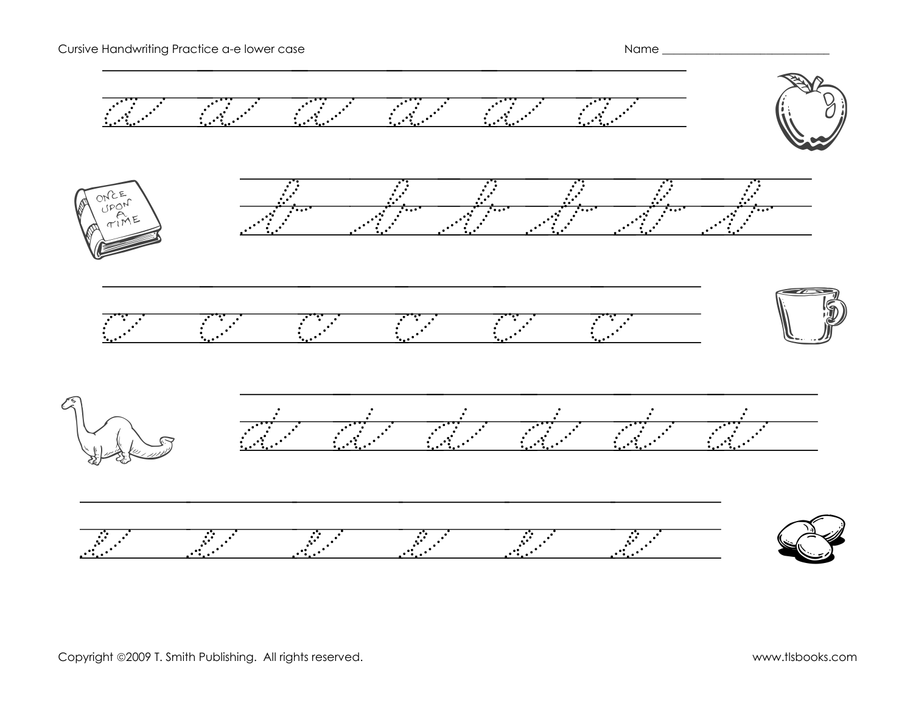Cursive Handwriting Practice a-e lower case

Name ____________________________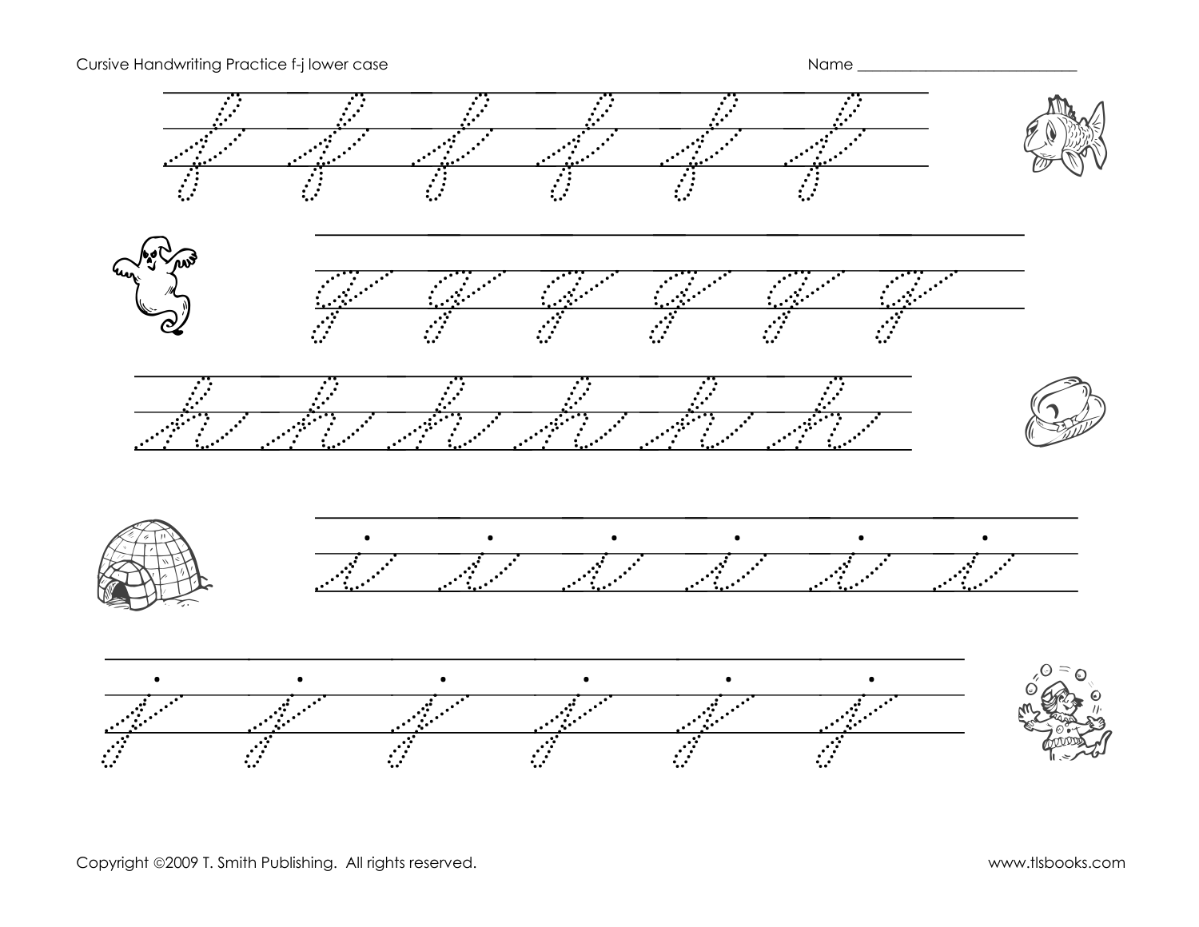Cursive Handwriting Practice f-j lower case

Name ______________________________

Copyright ©2009 T. Smith Publishing. All rights reserved.

www.tlsbooks.com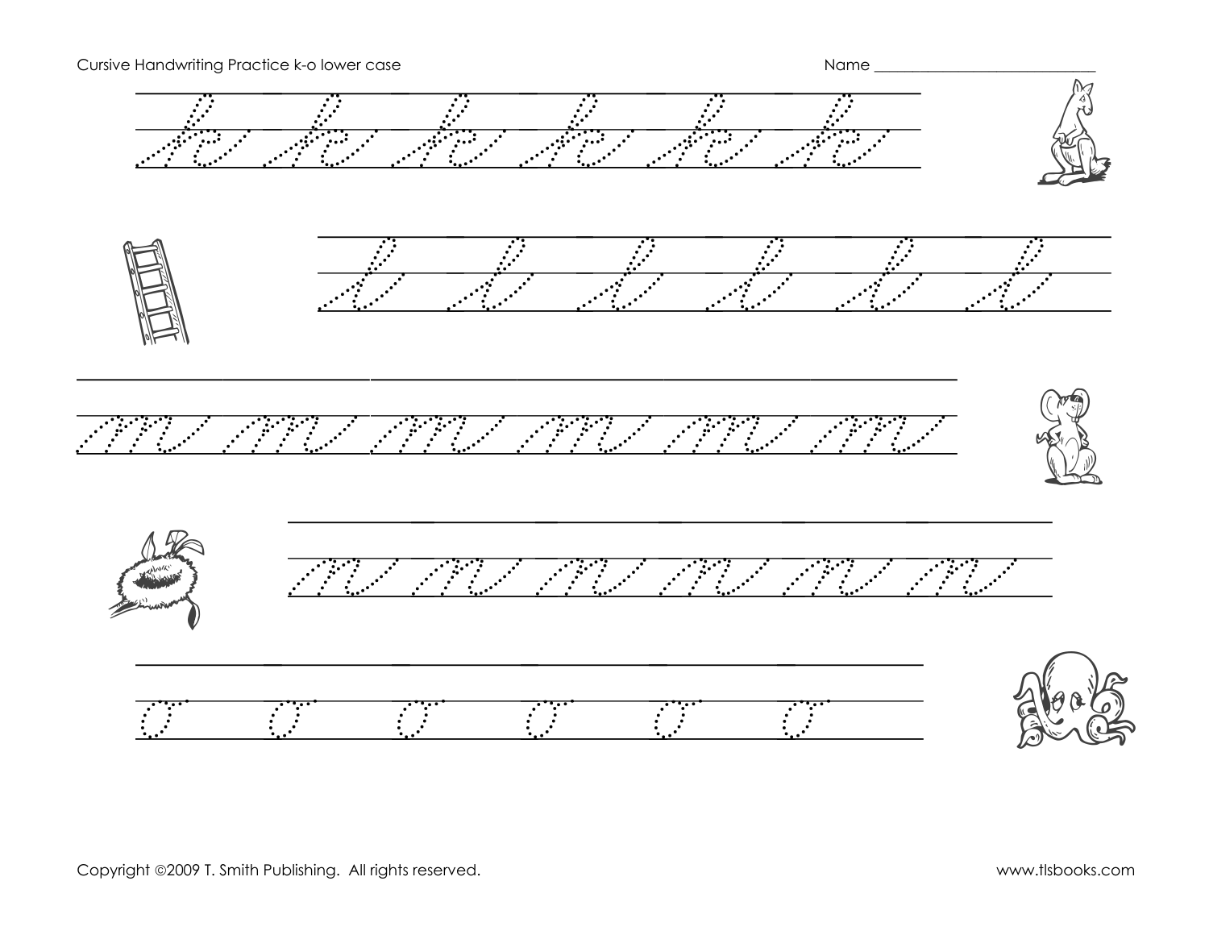Cursive Handwriting Practice k-o lower case

Name ____________________________

k k k k k k

l l l l l l

m m m m m m

n n n n n n

o o o o o o

Copyright ©2009 T. Smith Publishing. All rights reserved.

www.tlsbooks.com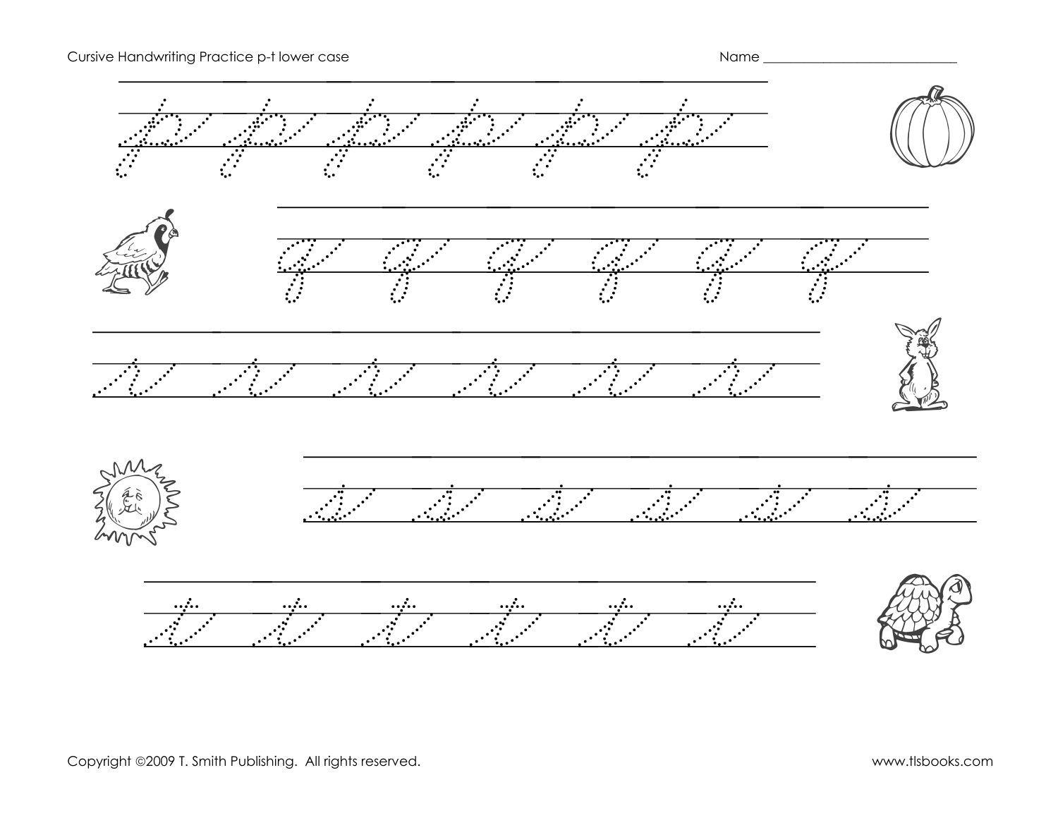Cursive Handwriting Practice p-t lower case

Name ____________________________

p p p p p p

q q q q q q

r r r r r r

s s s s s s

t t t t t t

Copyright ©2009 T. Smith Publishing. All rights reserved.

www.tlsbooks.com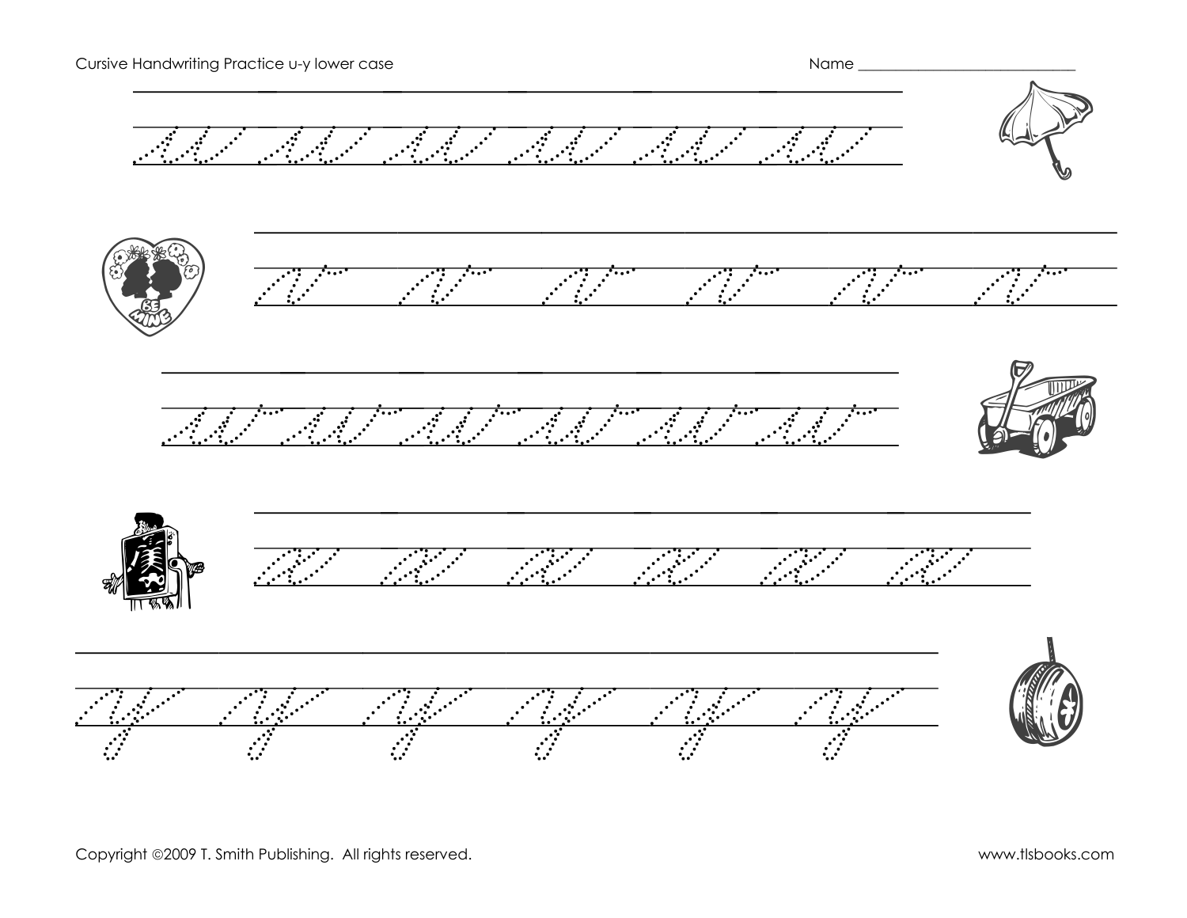Cursive Handwriting Practice u-y lower case

Name ___________________________

Copyright ©2009 T. Smith Publishing. All rights reserved.

www.tlsbooks.com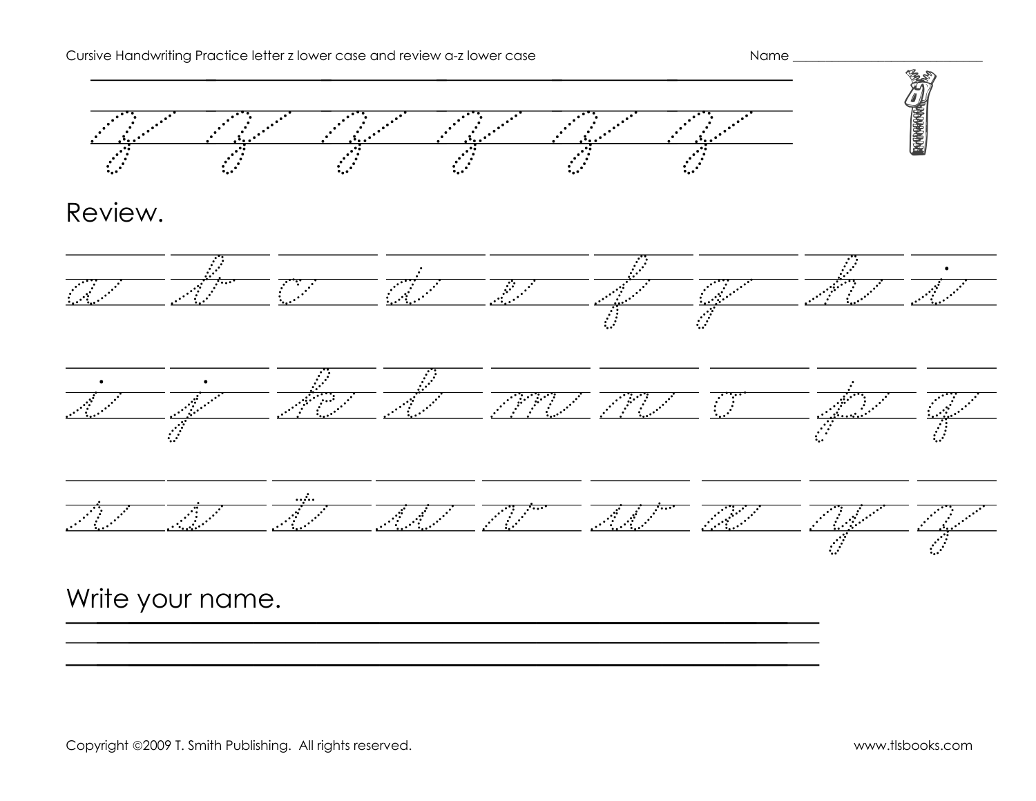Cursive Handwriting Practice letter z lower case and review a-z lower case

Name ___________________________

z z z z z z

Review.

a b c d e f g h i

i j k l m n o p q

r s t u v w x y z

Write your name.

Copyright ©2009 T. Smith Publishing. All rights reserved.

www.tlsbooks.com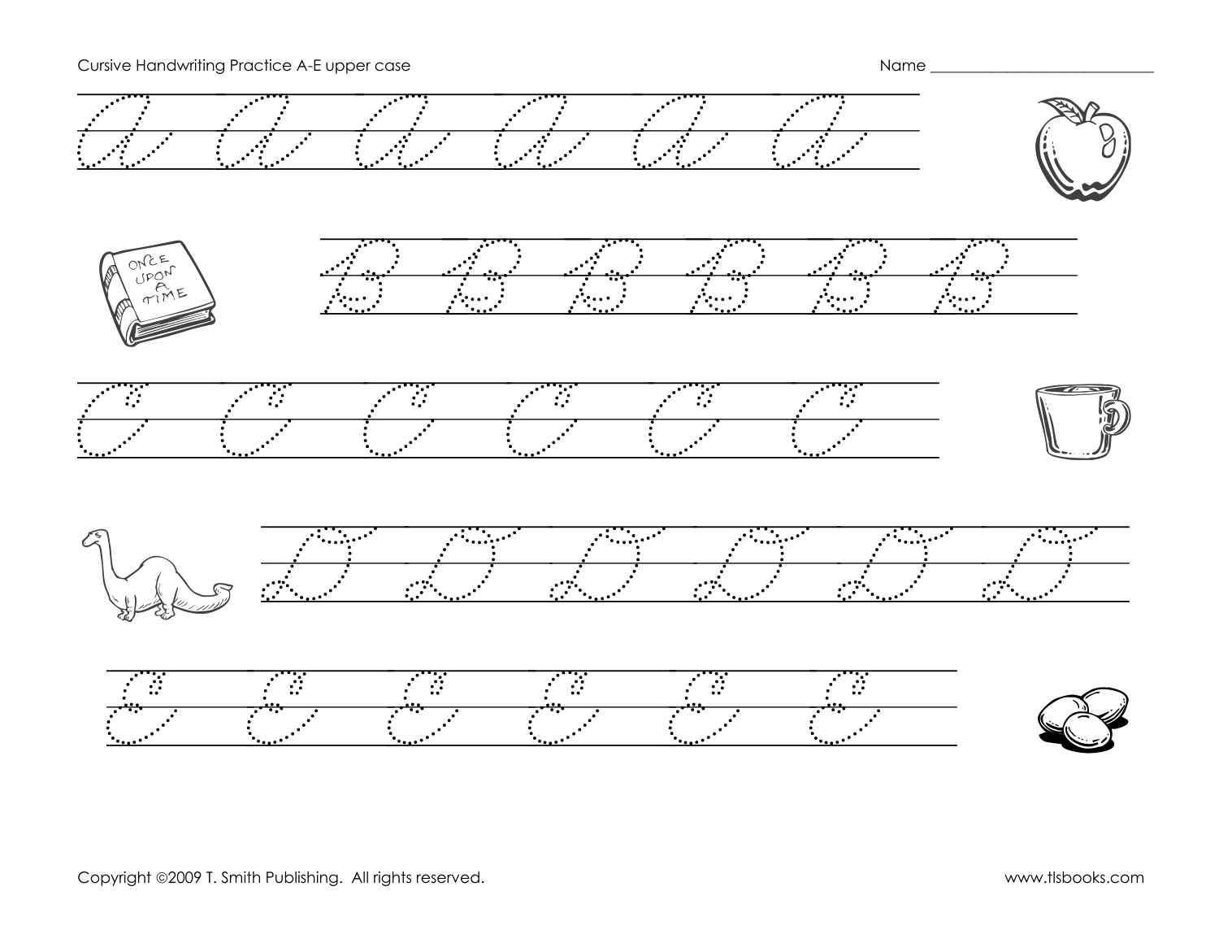Cursive Handwriting Practice A-E upper case

Name ____________________________

ONCE UPON A TIME

Copyright ©2009 T. Smith Publishing. All rights reserved.

www.tlsbooks.com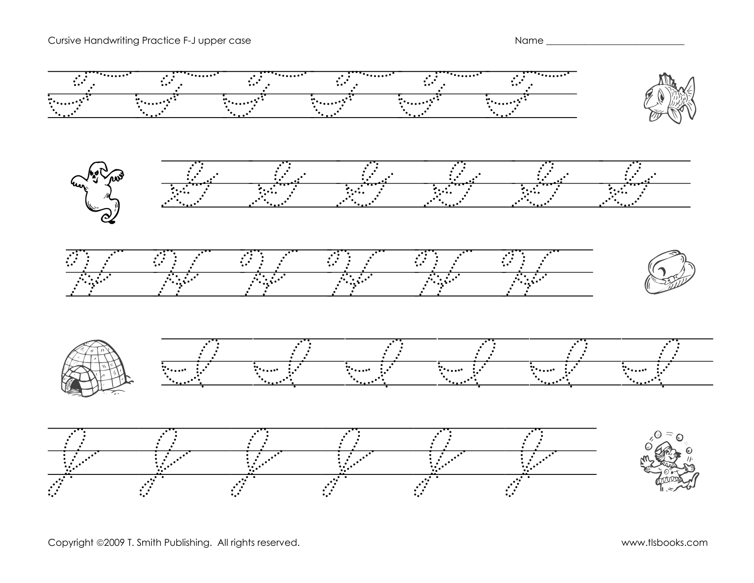Cursive Handwriting Practice F-J upper case

Name ___________________________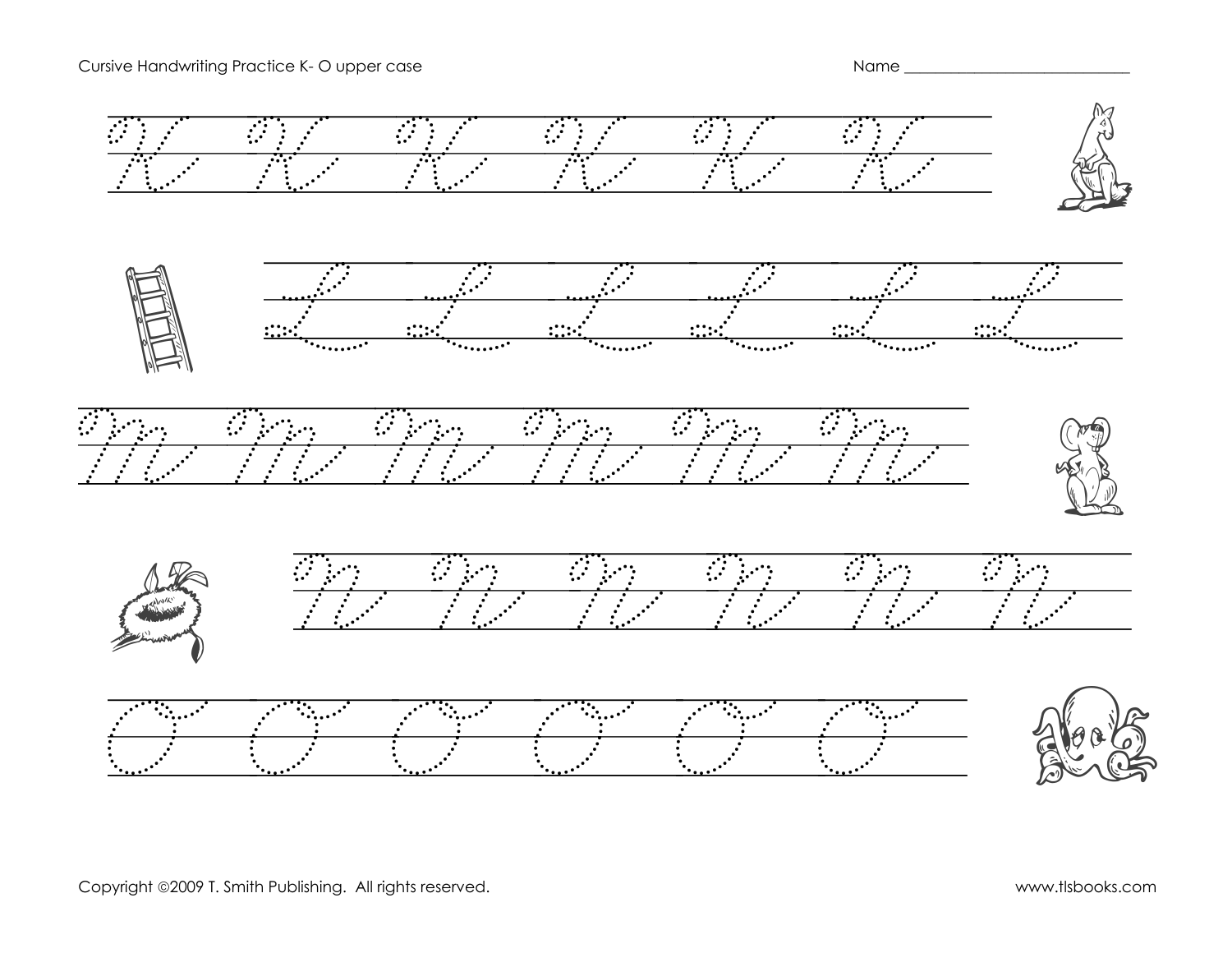Cursive Handwriting Practice K- O upper case

Name ___________________________

Copyright ©2009 T. Smith Publishing. All rights reserved.

www.tlsbooks.com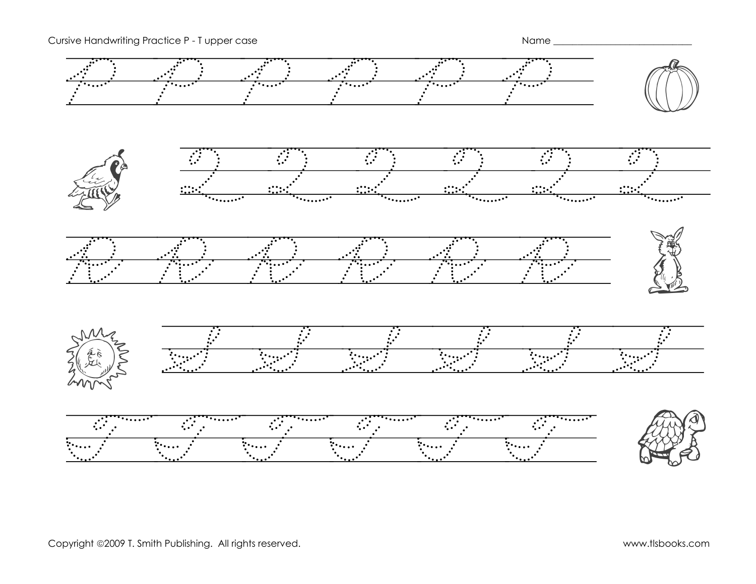Cursive Handwriting Practice P - T upper case

Name ___________________________

Copyright ©2009 T. Smith Publishing. All rights reserved.

www.tlsbooks.com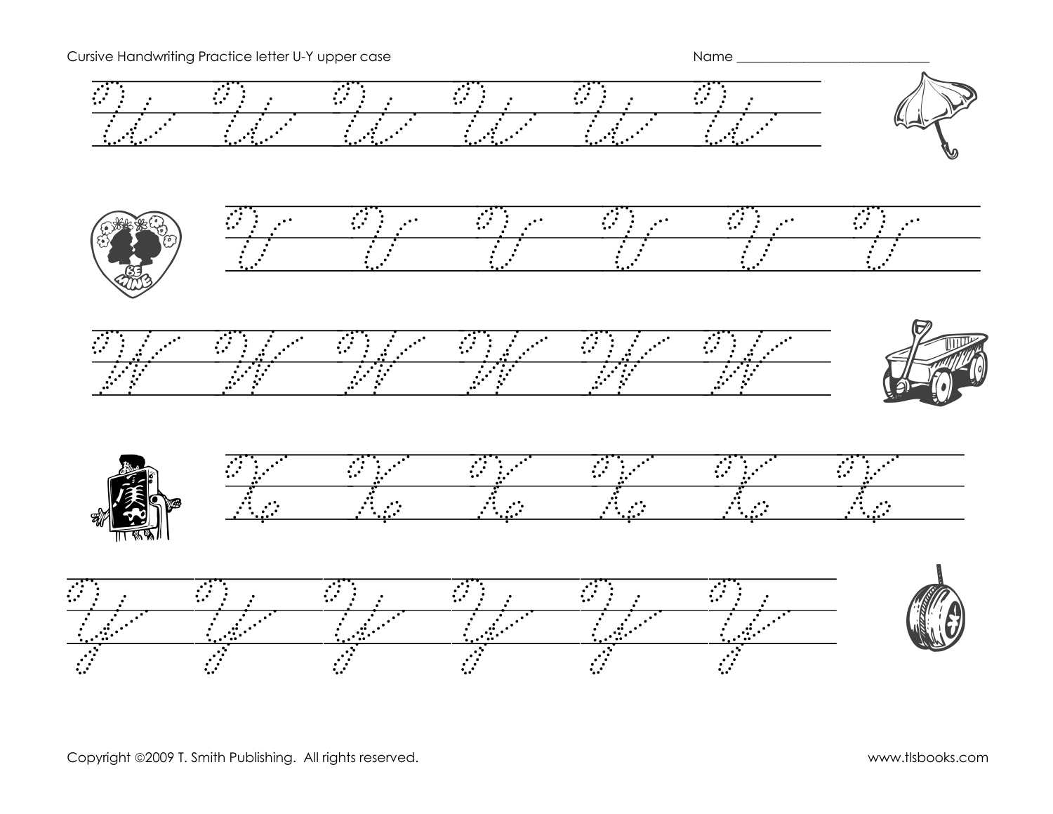Cursive Handwriting Practice letter U-Y upper case

Name ____________________________

Copyright ©2009 T. Smith Publishing. All rights reserved.

www.tlsbooks.com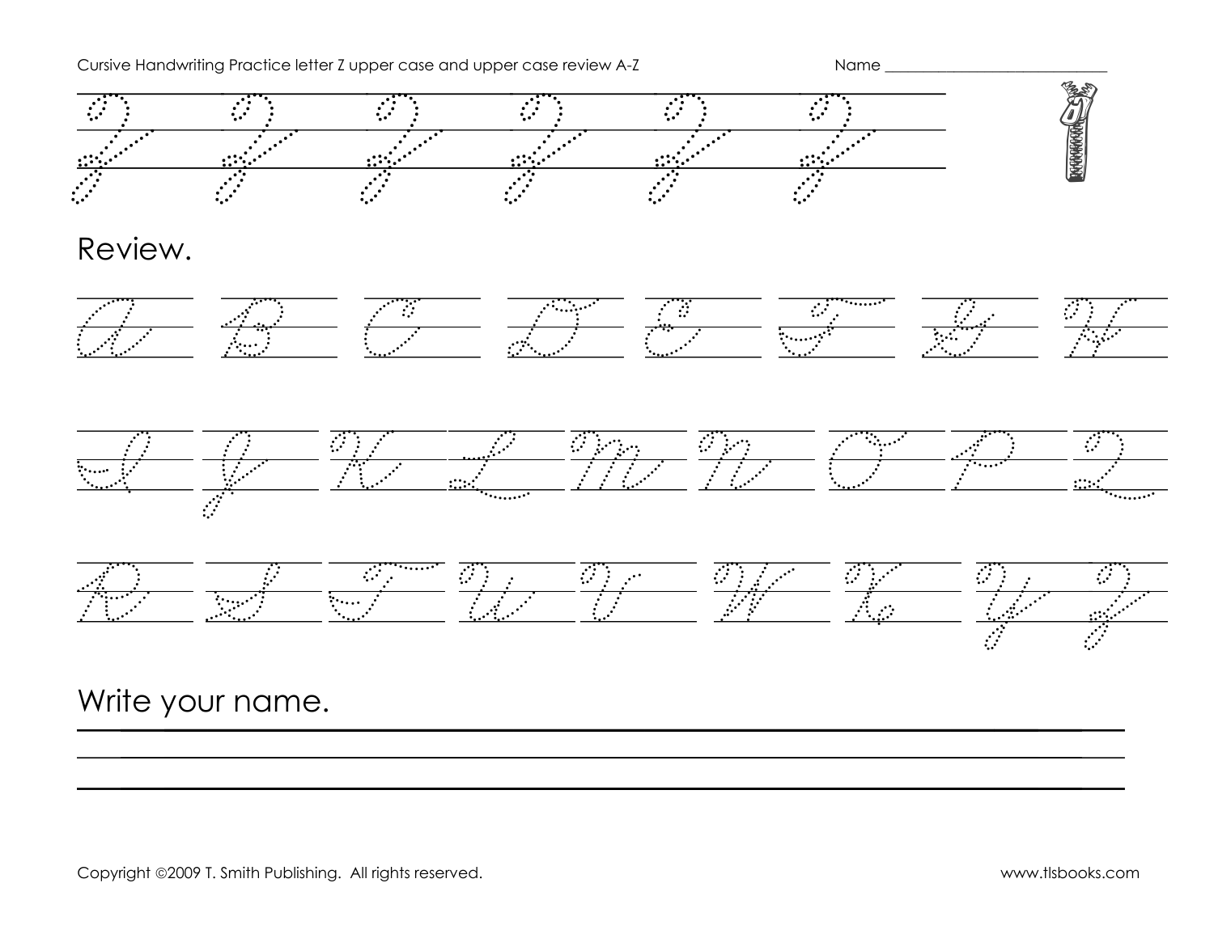Cursive Handwriting Practice letter Z upper case and upper case review A-Z

Name ____________________________

## Review.

## Write your name.

Copyright ©2009 T. Smith Publishing. All rights reserved.

www.tlsbooks.com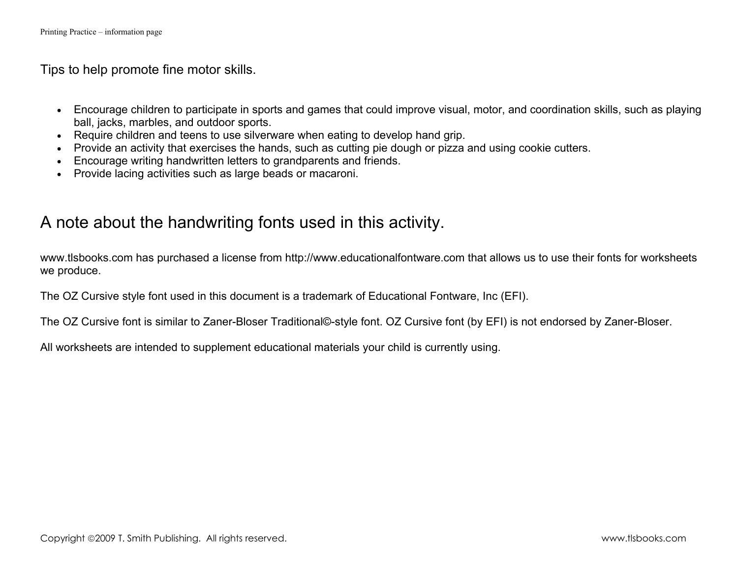Tips to help promote fine motor skills.

- Encourage children to participate in sports and games that could improve visual, motor, and coordination skills, such as playing ball, jacks, marbles, and outdoor sports.
- Require children and teens to use silverware when eating to develop hand grip.
- Provide an activity that exercises the hands, such as cutting pie dough or pizza and using cookie cutters.
- Encourage writing handwritten letters to grandparents and friends.
- Provide lacing activities such as large beads or macaroni.

## A note about the handwriting fonts used in this activity.

www.tlsbooks.com has purchased a license from http://www.educationalfontware.com that allows us to use their fonts for worksheets we produce.

The OZ Cursive style font used in this document is a trademark of Educational Fontware, Inc (EFI).

The OZ Cursive font is similar to Zaner-Bloser Traditional©-style font. OZ Cursive font (by EFI) is not endorsed by Zaner-Bloser.

All worksheets are intended to supplement educational materials your child is currently using.